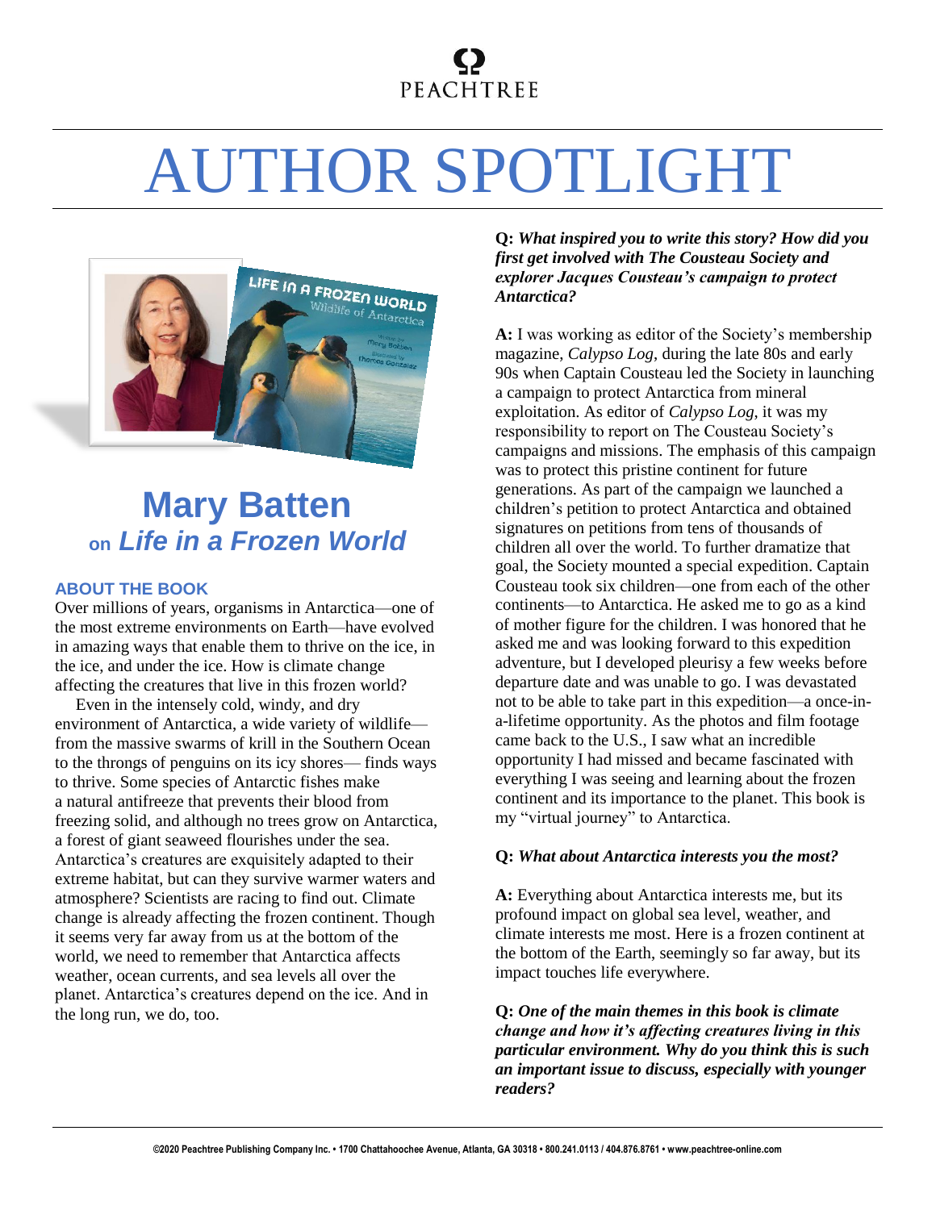PEACHTREE

# AUTHOR SPOTLIGHT

## Mary Batten
### on *Life in a Frozen World*

### ABOUT THE BOOK

Over millions of years, organisms in Antarctica—one of the most extreme environments on Earth—have evolved in amazing ways that enable them to thrive on the ice, in the ice, and under the ice. How is climate change affecting the creatures that live in this frozen world?

Even in the intensely cold, windy, and dry environment of Antarctica, a wide variety of wildlife—from the massive swarms of krill in the Southern Ocean to the throngs of penguins on its icy shores— finds ways to thrive. Some species of Antarctic fishes make a natural antifreeze that prevents their blood from freezing solid, and although no trees grow on Antarctica, a forest of giant seaweed flourishes under the sea. Antarctica's creatures are exquisitely adapted to their extreme habitat, but can they survive warmer waters and atmosphere? Scientists are racing to find out. Climate change is already affecting the frozen continent. Though it seems very far away from us at the bottom of the world, we need to remember that Antarctica affects weather, ocean currents, and sea levels all over the planet. Antarctica's creatures depend on the ice. And in the long run, we do, too.

**Q:** ***What inspired you to write this story? How did you first get involved with The Cousteau Society and explorer Jacques Cousteau's campaign to protect Antarctica?***

**A:** I was working as editor of the Society's membership magazine, *Calypso Log*, during the late 80s and early 90s when Captain Cousteau led the Society in launching a campaign to protect Antarctica from mineral exploitation. As editor of *Calypso Log*, it was my responsibility to report on The Cousteau Society's campaigns and missions. The emphasis of this campaign was to protect this pristine continent for future generations. As part of the campaign we launched a children's petition to protect Antarctica and obtained signatures on petitions from tens of thousands of children all over the world. To further dramatize that goal, the Society mounted a special expedition. Captain Cousteau took six children—one from each of the other continents—to Antarctica. He asked me to go as a kind of mother figure for the children. I was honored that he asked me and was looking forward to this expedition adventure, but I developed pleurisy a few weeks before departure date and was unable to go. I was devastated not to be able to take part in this expedition—a once-in-a-lifetime opportunity. As the photos and film footage came back to the U.S., I saw what an incredible opportunity I had missed and became fascinated with everything I was seeing and learning about the frozen continent and its importance to the planet. This book is my "virtual journey" to Antarctica.

**Q:** ***What about Antarctica interests you the most?***

**A:** Everything about Antarctica interests me, but its profound impact on global sea level, weather, and climate interests me most. Here is a frozen continent at the bottom of the Earth, seemingly so far away, but its impact touches life everywhere.

**Q:** ***One of the main themes in this book is climate change and how it's affecting creatures living in this particular environment. Why do you think this is such an important issue to discuss, especially with younger readers?***

©2020 Peachtree Publishing Company Inc. • 1700 Chattahoochee Avenue, Atlanta, GA 30318 • 800.241.0113 / 404.876.8761 • www.peachtree-online.com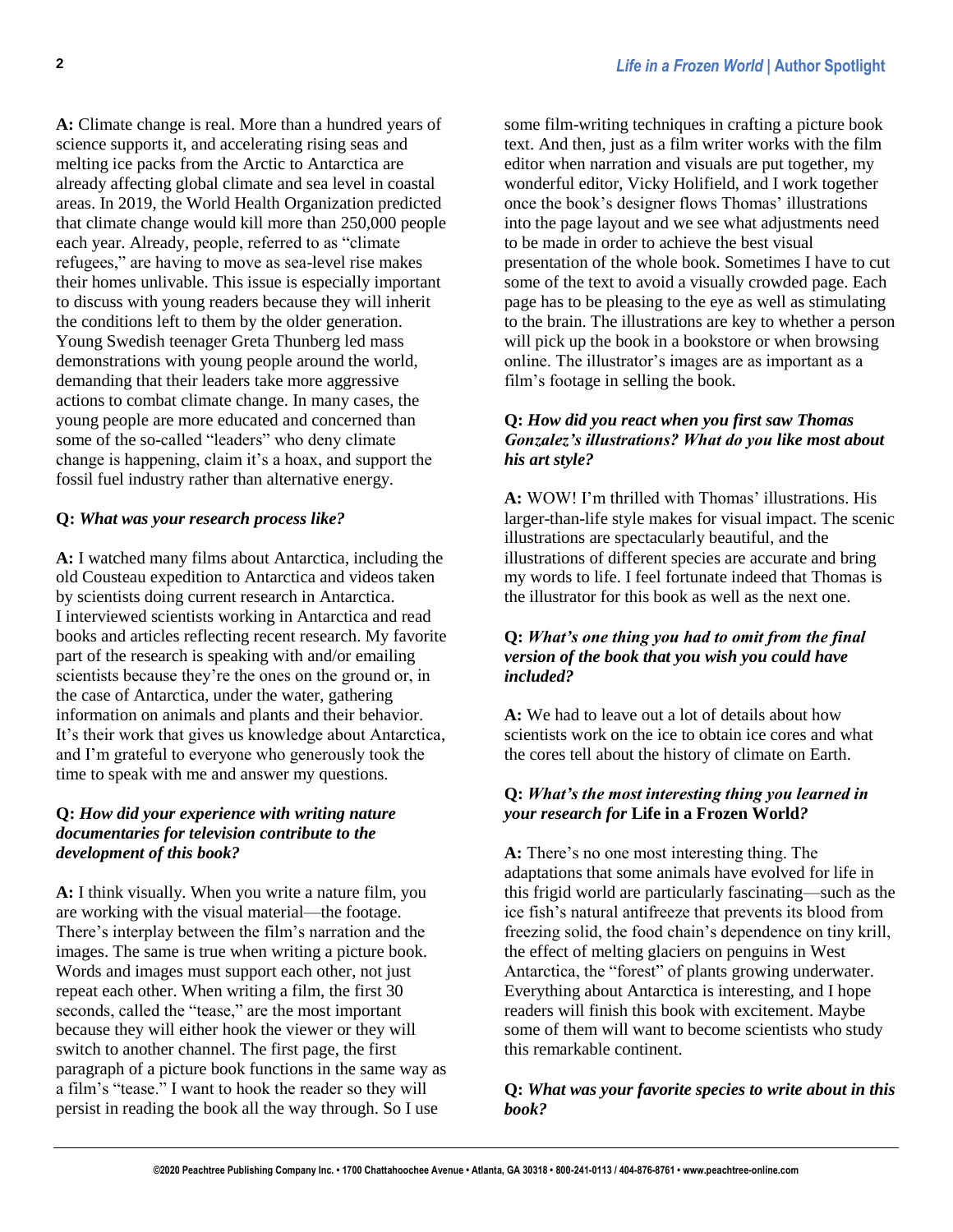**A:** Climate change is real. More than a hundred years of science supports it, and accelerating rising seas and melting ice packs from the Arctic to Antarctica are already affecting global climate and sea level in coastal areas. In 2019, the World Health Organization predicted that climate change would kill more than 250,000 people each year. Already, people, referred to as "climate refugees," are having to move as sea-level rise makes their homes unlivable. This issue is especially important to discuss with young readers because they will inherit the conditions left to them by the older generation. Young Swedish teenager Greta Thunberg led mass demonstrations with young people around the world, demanding that their leaders take more aggressive actions to combat climate change. In many cases, the young people are more educated and concerned than some of the so-called "leaders" who deny climate change is happening, claim it's a hoax, and support the fossil fuel industry rather than alternative energy.

**Q:** ***What was your research process like?***

**A:** I watched many films about Antarctica, including the old Cousteau expedition to Antarctica and videos taken by scientists doing current research in Antarctica. I interviewed scientists working in Antarctica and read books and articles reflecting recent research. My favorite part of the research is speaking with and/or emailing scientists because they're the ones on the ground or, in the case of Antarctica, under the water, gathering information on animals and plants and their behavior. It's their work that gives us knowledge about Antarctica, and I'm grateful to everyone who generously took the time to speak with me and answer my questions.

**Q:** ***How did your experience with writing nature documentaries for television contribute to the development of this book?***

**A:** I think visually. When you write a nature film, you are working with the visual material—the footage. There's interplay between the film's narration and the images. The same is true when writing a picture book. Words and images must support each other, not just repeat each other. When writing a film, the first 30 seconds, called the "tease," are the most important because they will either hook the viewer or they will switch to another channel. The first page, the first paragraph of a picture book functions in the same way as a film's "tease." I want to hook the reader so they will persist in reading the book all the way through. So I use some film-writing techniques in crafting a picture book text. And then, just as a film writer works with the film editor when narration and visuals are put together, my wonderful editor, Vicky Holifield, and I work together once the book's designer flows Thomas' illustrations into the page layout and we see what adjustments need to be made in order to achieve the best visual presentation of the whole book. Sometimes I have to cut some of the text to avoid a visually crowded page. Each page has to be pleasing to the eye as well as stimulating to the brain. The illustrations are key to whether a person will pick up the book in a bookstore or when browsing online. The illustrator's images are as important as a film's footage in selling the book.

**Q:** ***How did you react when you first saw Thomas Gonzalez's illustrations? What do you like most about his art style?***

**A:** WOW! I'm thrilled with Thomas' illustrations. His larger-than-life style makes for visual impact. The scenic illustrations are spectacularly beautiful, and the illustrations of different species are accurate and bring my words to life. I feel fortunate indeed that Thomas is the illustrator for this book as well as the next one.

**Q:** ***What's one thing you had to omit from the final version of the book that you wish you could have included?***

**A:** We had to leave out a lot of details about how scientists work on the ice to obtain ice cores and what the cores tell about the history of climate on Earth.

**Q:** ***What's the most interesting thing you learned in your research for* Life in a Frozen World*?***

**A:** There's no one most interesting thing. The adaptations that some animals have evolved for life in this frigid world are particularly fascinating—such as the ice fish's natural antifreeze that prevents its blood from freezing solid, the food chain's dependence on tiny krill, the effect of melting glaciers on penguins in West Antarctica, the "forest" of plants growing underwater. Everything about Antarctica is interesting, and I hope readers will finish this book with excitement. Maybe some of them will want to become scientists who study this remarkable continent.

**Q:** ***What was your favorite species to write about in this book?***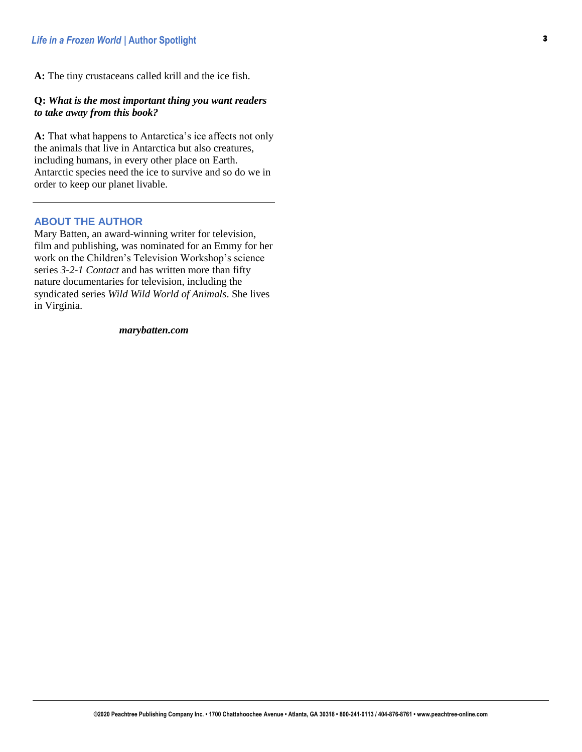**A:** The tiny crustaceans called krill and the ice fish.

**Q:** ***What is the most important thing you want readers to take away from this book?***

**A:** That what happens to Antarctica's ice affects not only the animals that live in Antarctica but also creatures, including humans, in every other place on Earth. Antarctic species need the ice to survive and so do we in order to keep our planet livable.

---

## ABOUT THE AUTHOR

Mary Batten, an award-winning writer for television, film and publishing, was nominated for an Emmy for her work on the Children's Television Workshop's science series *3-2-1 Contact* and has written more than fifty nature documentaries for television, including the syndicated series *Wild Wild World of Animals*. She lives in Virginia.

***marybatten.com***

---

©2020 Peachtree Publishing Company Inc. • 1700 Chattahoochee Avenue • Atlanta, GA 30318 • 800-241-0113 / 404-876-8761 • www.peachtree-online.com